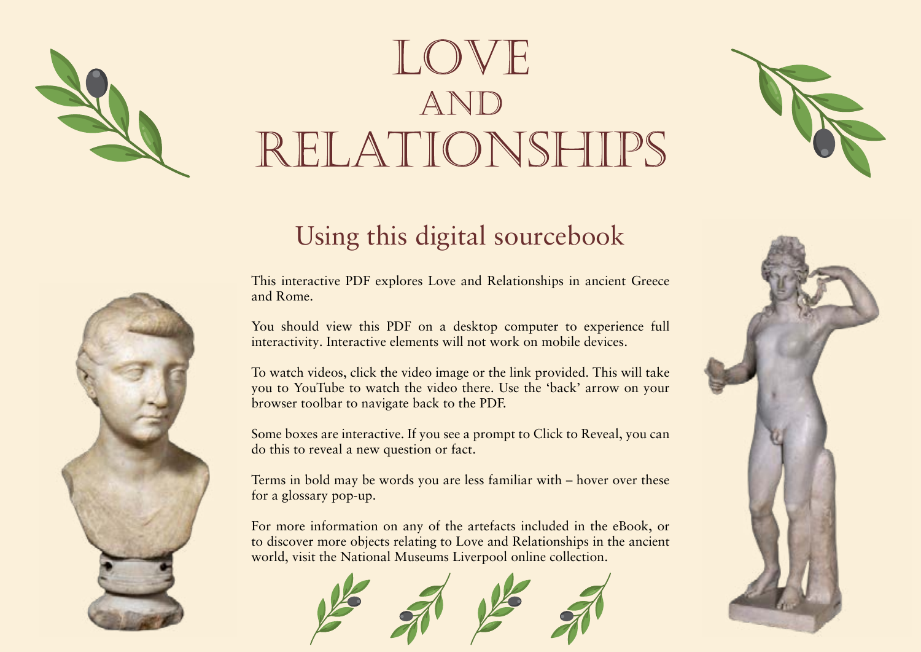# LOVE AND RELATIONSHIPS

## Using this digital sourcebook

This interactive PDF explores Love and Relationships in ancient Greece and Rome.

You should view this PDF on a desktop computer to experience full interactivity. Interactive elements will not work on mobile devices.

To watch videos, click the video image or the link provided. This will take you to YouTube to watch the video there. Use the 'back' arrow on your browser toolbar to navigate back to the PDF.

Some boxes are interactive. If you see a prompt to Click to Reveal, you can do this to reveal a new question or fact.

Terms in bold may be words you are less familiar with – hover over these for a glossary pop-up.

For more information on any of the artefacts included in the eBook, or to discover more objects relating to Love and Relationships in the ancient world, visit the National Museums Liverpool online collection.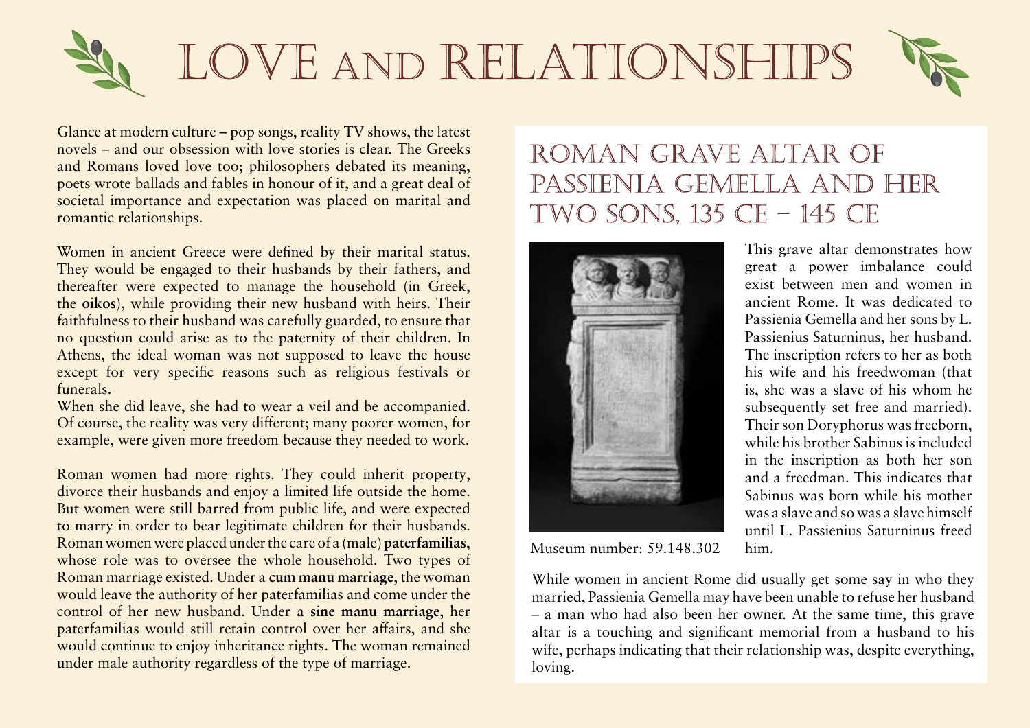# LOVE AND RELATIONSHIPS

Glance at modern culture – pop songs, reality TV shows, the latest novels – and our obsession with love stories is clear. The Greeks and Romans loved love too; philosophers debated its meaning, poets wrote ballads and fables in honour of it, and a great deal of societal importance and expectation was placed on marital and romantic relationships.

Women in ancient Greece were defined by their marital status. They would be engaged to their husbands by their fathers, and thereafter were expected to manage the household (in Greek, the **oikos**), while providing their new husband with heirs. Their faithfulness to their husband was carefully guarded, to ensure that no question could arise as to the paternity of their children. In Athens, the ideal woman was not supposed to leave the house except for very specific reasons such as religious festivals or funerals.
When she did leave, she had to wear a veil and be accompanied. Of course, the reality was very different; many poorer women, for example, were given more freedom because they needed to work.

Roman women had more rights. They could inherit property, divorce their husbands and enjoy a limited life outside the home. But women were still barred from public life, and were expected to marry in order to bear legitimate children for their husbands. Roman women were placed under the care of a (male) **paterfamilias**, whose role was to oversee the whole household. Two types of Roman marriage existed. Under a **cum manu marriage**, the woman would leave the authority of her paterfamilias and come under the control of her new husband. Under a **sine manu marriage**, her paterfamilias would still retain control over her affairs, and she would continue to enjoy inheritance rights. The woman remained under male authority regardless of the type of marriage.

## ROMAN GRAVE ALTAR OF PASSIENIA GEMELLA AND HER TWO SONS, 135 CE – 145 CE

Museum number: 59.148.302

This grave altar demonstrates how great a power imbalance could exist between men and women in ancient Rome. It was dedicated to Passienia Gemella and her sons by L. Passienius Saturninus, her husband. The inscription refers to her as both his wife and his freedwoman (that is, she was a slave of his whom he subsequently set free and married). Their son Doryphorus was freeborn, while his brother Sabinus is included in the inscription as both her son and a freedman. This indicates that Sabinus was born while his mother was a slave and so was a slave himself until L. Passienius Saturninus freed him.

While women in ancient Rome did usually get some say in who they married, Passienia Gemella may have been unable to refuse her husband – a man who had also been her owner. At the same time, this grave altar is a touching and significant memorial from a husband to his wife, perhaps indicating that their relationship was, despite everything, loving.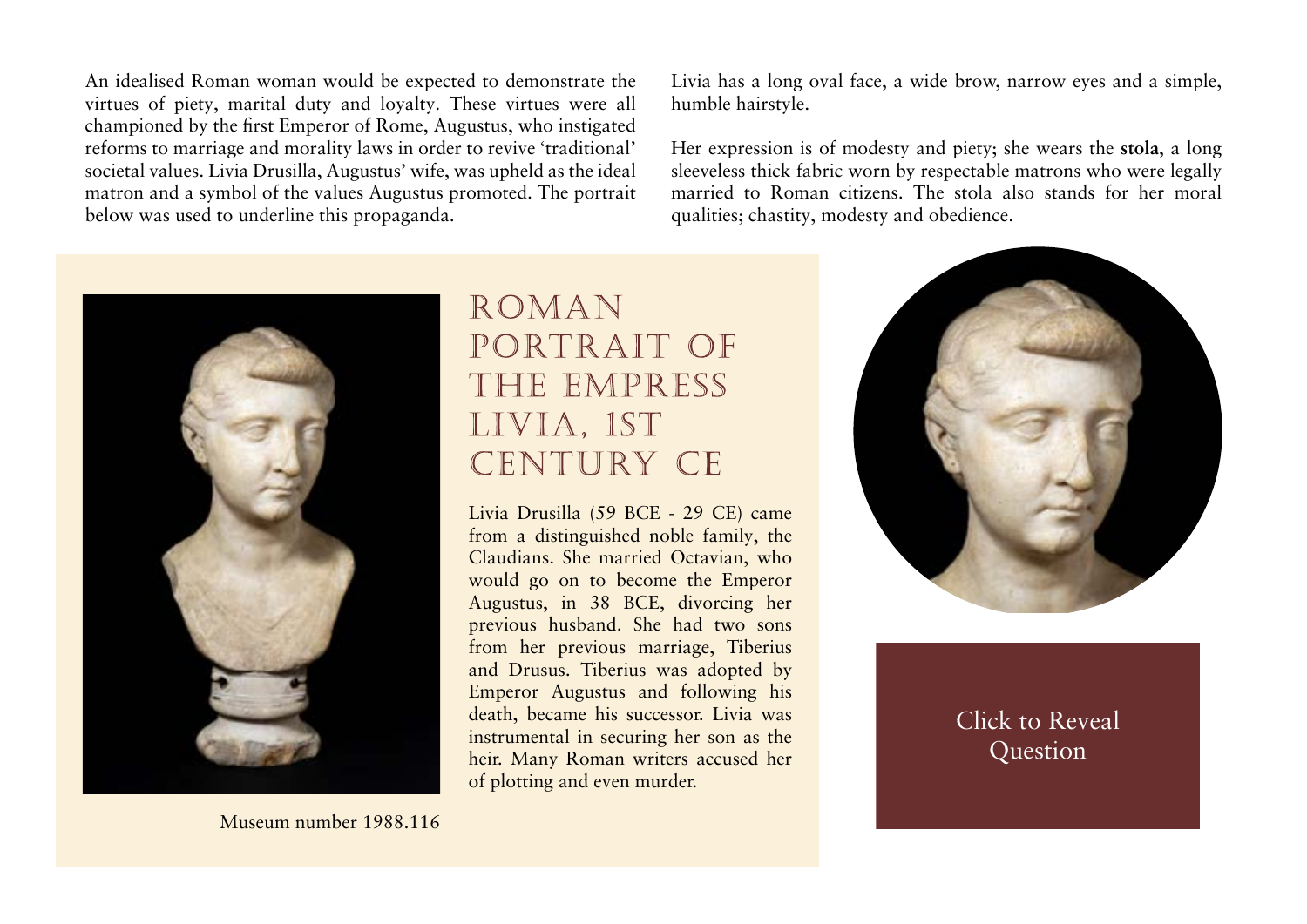An idealised Roman woman would be expected to demonstrate the virtues of piety, marital duty and loyalty. These virtues were all championed by the first Emperor of Rome, Augustus, who instigated reforms to marriage and morality laws in order to revive 'traditional' societal values. Livia Drusilla, Augustus' wife, was upheld as the ideal matron and a symbol of the values Augustus promoted. The portrait below was used to underline this propaganda.

Livia has a long oval face, a wide brow, narrow eyes and a simple, humble hairstyle.

Her expression is of modesty and piety; she wears the **stola**, a long sleeveless thick fabric worn by respectable matrons who were legally married to Roman citizens. The stola also stands for her moral qualities; chastity, modesty and obedience.

## Roman Portrait of the Empress Livia, 1st Century CE

Livia Drusilla (59 BCE - 29 CE) came from a distinguished noble family, the Claudians. She married Octavian, who would go on to become the Emperor Augustus, in 38 BCE, divorcing her previous husband. She had two sons from her previous marriage, Tiberius and Drusus. Tiberius was adopted by Emperor Augustus and following his death, became his successor. Livia was instrumental in securing her son as the heir. Many Roman writers accused her of plotting and even murder.

Museum number 1988.116

Click to Reveal Question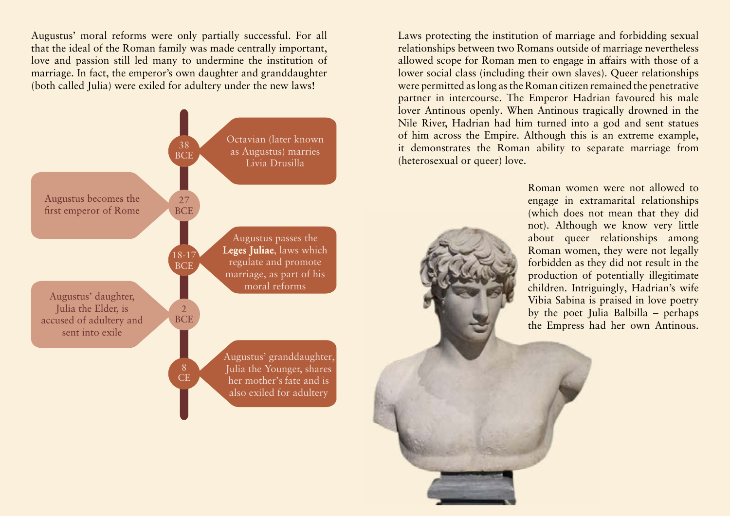Augustus' moral reforms were only partially successful. For all that the ideal of the Roman family was made centrally important, love and passion still led many to undermine the institution of marriage. In fact, the emperor's own daughter and granddaughter (both called Julia) were exiled for adultery under the new laws!

- **38 BCE** – Octavian (later known as Augustus) marries Livia Drusilla
- **27 BCE** – Augustus becomes the first emperor of Rome
- **18-17 BCE** – Augustus passes the **Leges Juliae**, laws which regulate and promote marriage, as part of his moral reforms
- **2 BCE** – Augustus' daughter, Julia the Elder, is accused of adultery and sent into exile
- **8 CE** – Augustus' granddaughter, Julia the Younger, shares her mother's fate and is also exiled for adultery

Laws protecting the institution of marriage and forbidding sexual relationships between two Romans outside of marriage nevertheless allowed scope for Roman men to engage in affairs with those of a lower social class (including their own slaves). Queer relationships were permitted as long as the Roman citizen remained the penetrative partner in intercourse. The Emperor Hadrian favoured his male lover Antinous openly. When Antinous tragically drowned in the Nile River, Hadrian had him turned into a god and sent statues of him across the Empire. Although this is an extreme example, it demonstrates the Roman ability to separate marriage from (heterosexual or queer) love.

Roman women were not allowed to engage in extramarital relationships (which does not mean that they did not). Although we know very little about queer relationships among Roman women, they were not legally forbidden as they did not result in the production of potentially illegitimate children. Intriguingly, Hadrian's wife Vibia Sabina is praised in love poetry by the poet Julia Balbilla – perhaps the Empress had her own Antinous.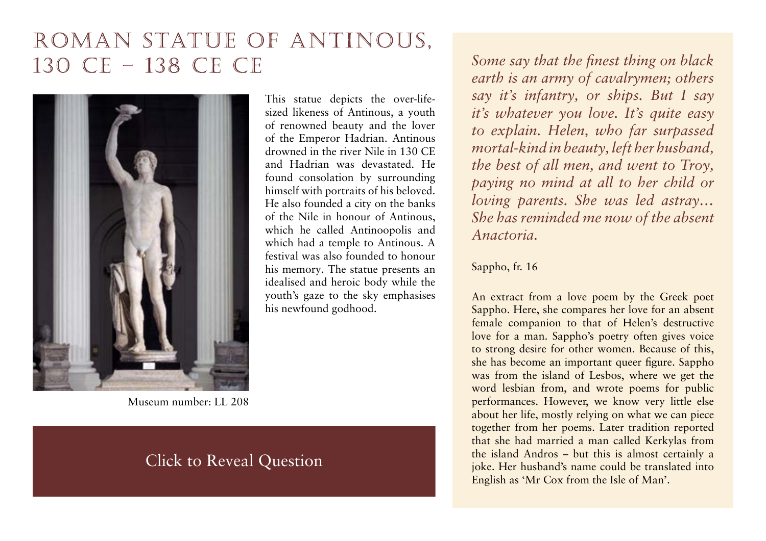# Roman Statue of Antinous, 130 CE – 138 CE CE

This statue depicts the over-life-sized likeness of Antinous, a youth of renowned beauty and the lover of the Emperor Hadrian. Antinous drowned in the river Nile in 130 CE and Hadrian was devastated. He found consolation by surrounding himself with portraits of his beloved. He also founded a city on the banks of the Nile in honour of Antinous, which he called Antinoopolis and which had a temple to Antinous. A festival was also founded to honour his memory. The statue presents an idealised and heroic body while the youth's gaze to the sky emphasises his newfound godhood.

Museum number: LL 208

Click to Reveal Question

*Some say that the finest thing on black earth is an army of cavalrymen; others say it's infantry, or ships. But I say it's whatever you love. It's quite easy to explain. Helen, who far surpassed mortal-kind in beauty, left her husband, the best of all men, and went to Troy, paying no mind at all to her child or loving parents. She was led astray… She has reminded me now of the absent Anactoria.*

Sappho, fr. 16

An extract from a love poem by the Greek poet Sappho. Here, she compares her love for an absent female companion to that of Helen's destructive love for a man. Sappho's poetry often gives voice to strong desire for other women. Because of this, she has become an important queer figure. Sappho was from the island of Lesbos, where we get the word lesbian from, and wrote poems for public performances. However, we know very little else about her life, mostly relying on what we can piece together from her poems. Later tradition reported that she had married a man called Kerkylas from the island Andros – but this is almost certainly a joke. Her husband's name could be translated into English as 'Mr Cox from the Isle of Man'.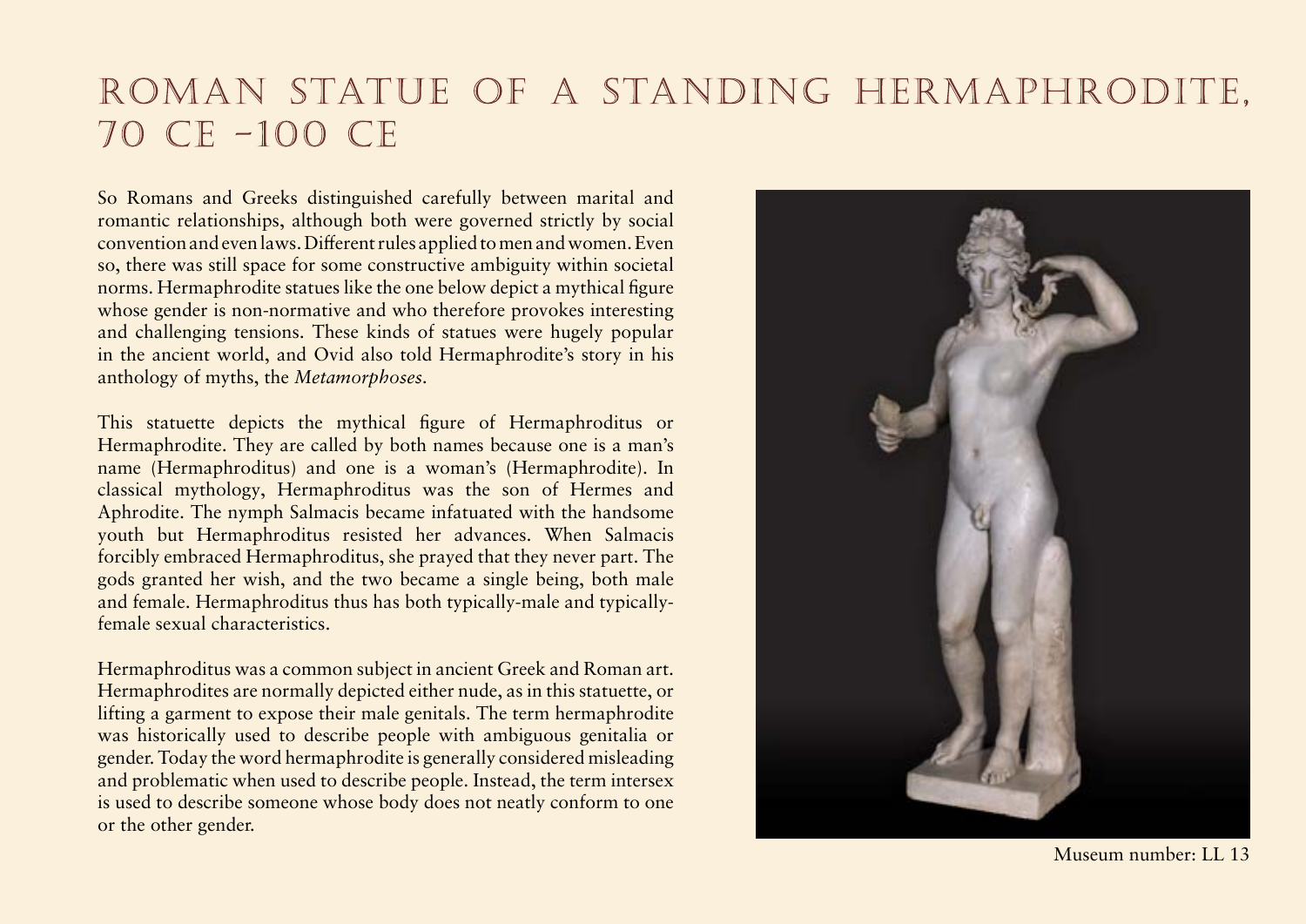# Roman Statue of a Standing Hermaphrodite, 70 CE –100 CE

So Romans and Greeks distinguished carefully between marital and romantic relationships, although both were governed strictly by social convention and even laws. Different rules applied to men and women. Even so, there was still space for some constructive ambiguity within societal norms. Hermaphrodite statues like the one below depict a mythical figure whose gender is non-normative and who therefore provokes interesting and challenging tensions. These kinds of statues were hugely popular in the ancient world, and Ovid also told Hermaphrodite's story in his anthology of myths, the *Metamorphoses*.

This statuette depicts the mythical figure of Hermaphroditus or Hermaphrodite. They are called by both names because one is a man's name (Hermaphroditus) and one is a woman's (Hermaphrodite). In classical mythology, Hermaphroditus was the son of Hermes and Aphrodite. The nymph Salmacis became infatuated with the handsome youth but Hermaphroditus resisted her advances. When Salmacis forcibly embraced Hermaphroditus, she prayed that they never part. The gods granted her wish, and the two became a single being, both male and female. Hermaphroditus thus has both typically-male and typically-female sexual characteristics.

Hermaphroditus was a common subject in ancient Greek and Roman art. Hermaphrodites are normally depicted either nude, as in this statuette, or lifting a garment to expose their male genitals. The term hermaphrodite was historically used to describe people with ambiguous genitalia or gender. Today the word hermaphrodite is generally considered misleading and problematic when used to describe people. Instead, the term intersex is used to describe someone whose body does not neatly conform to one or the other gender.

Museum number: LL 13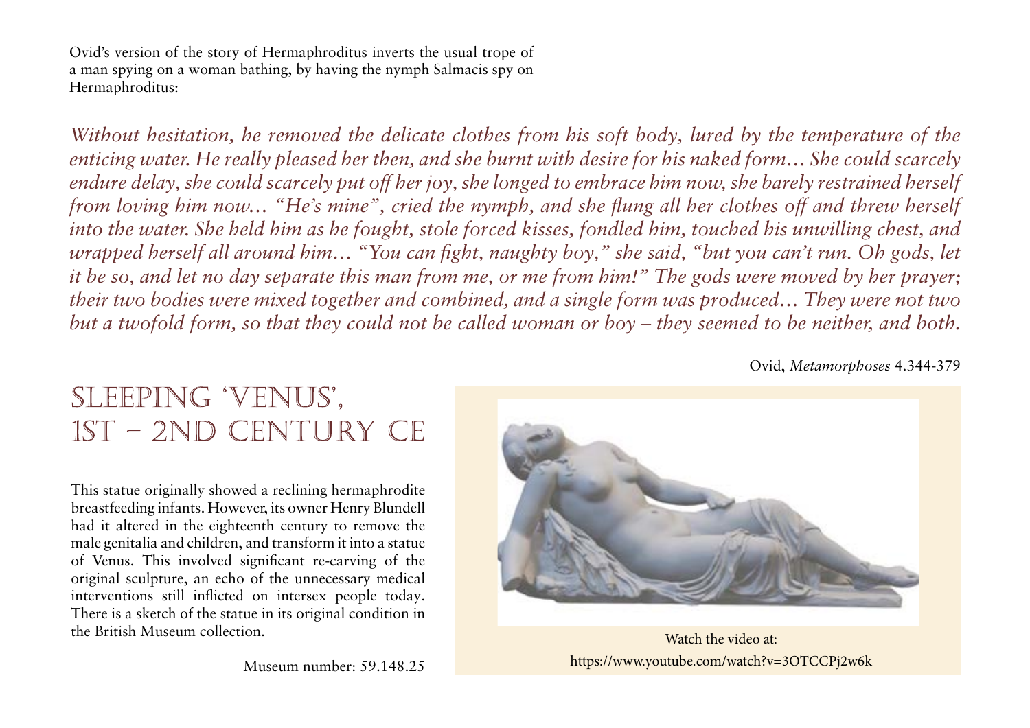Ovid's version of the story of Hermaphroditus inverts the usual trope of a man spying on a woman bathing, by having the nymph Salmacis spy on Hermaphroditus:

*Without hesitation, he removed the delicate clothes from his soft body, lured by the temperature of the enticing water. He really pleased her then, and she burnt with desire for his naked form… She could scarcely endure delay, she could scarcely put off her joy, she longed to embrace him now, she barely restrained herself from loving him now… "He's mine", cried the nymph, and she flung all her clothes off and threw herself into the water. She held him as he fought, stole forced kisses, fondled him, touched his unwilling chest, and wrapped herself all around him… "You can fight, naughty boy," she said, "but you can't run. Oh gods, let it be so, and let no day separate this man from me, or me from him!" The gods were moved by her prayer; their two bodies were mixed together and combined, and a single form was produced… They were not two but a twofold form, so that they could not be called woman or boy – they seemed to be neither, and both.*

Ovid, *Metamorphoses* 4.344-379

## Sleeping 'Venus', 1st – 2nd century CE

This statue originally showed a reclining hermaphrodite breastfeeding infants. However, its owner Henry Blundell had it altered in the eighteenth century to remove the male genitalia and children, and transform it into a statue of Venus. This involved significant re-carving of the original sculpture, an echo of the unnecessary medical interventions still inflicted on intersex people today. There is a sketch of the statue in its original condition in the British Museum collection.

Museum number: 59.148.25

Watch the video at:
https://www.youtube.com/watch?v=3OTCCPj2w6k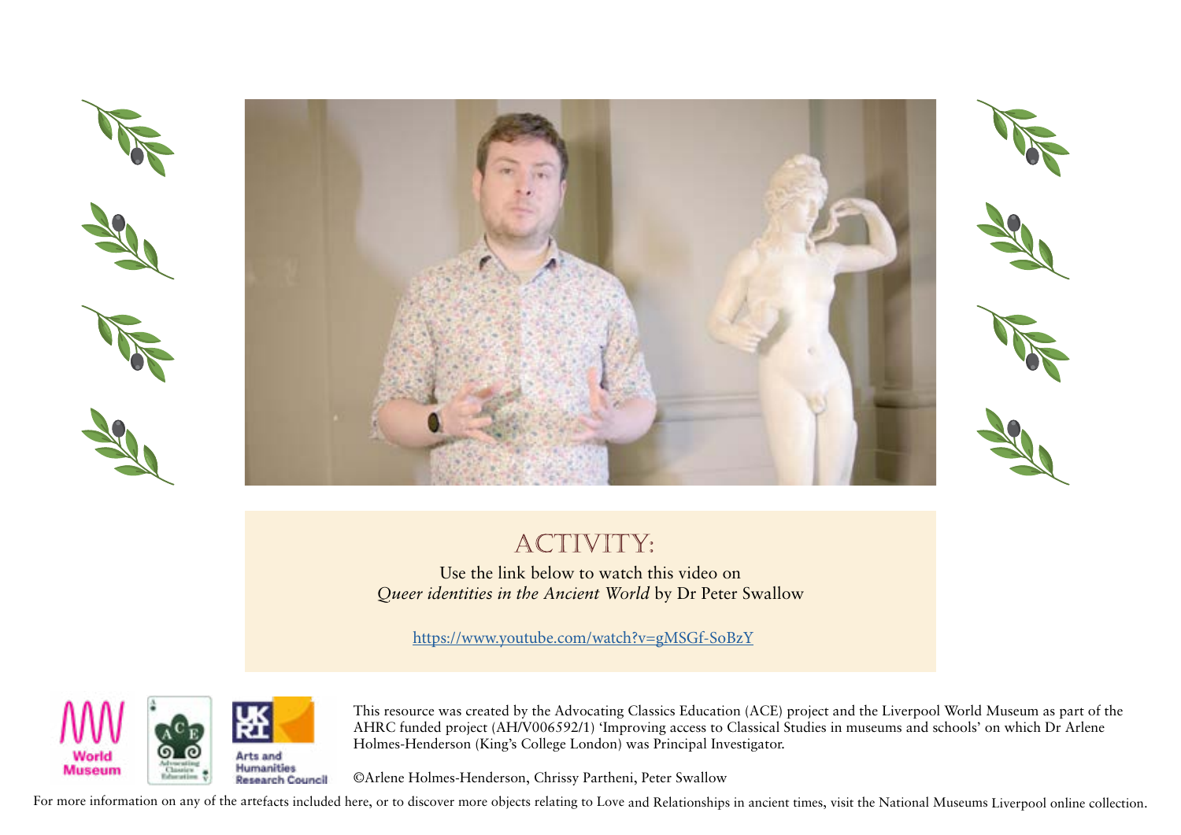## ACTIVITY:

Use the link below to watch this video on *Queer identities in the Ancient World* by Dr Peter Swallow

https://www.youtube.com/watch?v=gMSGf-SoBzY

This resource was created by the Advocating Classics Education (ACE) project and the Liverpool World Museum as part of the AHRC funded project (AH/V006592/1) 'Improving access to Classical Studies in museums and schools' on which Dr Arlene Holmes-Henderson (King's College London) was Principal Investigator.

©Arlene Holmes-Henderson, Chrissy Partheni, Peter Swallow

For more information on any of the artefacts included here, or to discover more objects relating to Love and Relationships in ancient times, visit the National Museums Liverpool online collection.